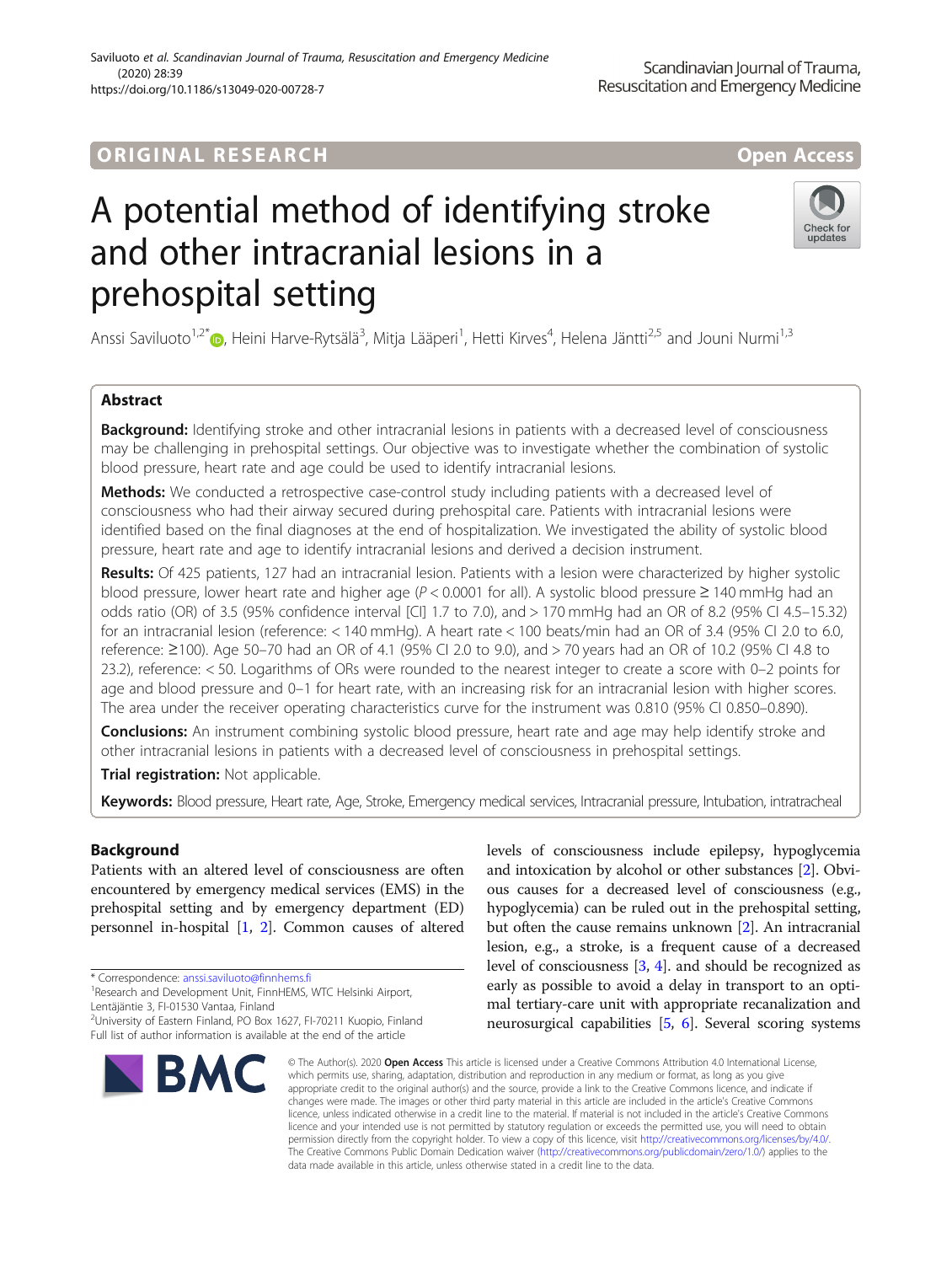ORIGINAL RESEARCH

Open Access

# A potential method of identifying stroke and other intracranial lesions in a prehospital setting

Anssi Saviluoto[1,2*], Heini Harve-Rytsälä[3], Mitja Lääperi[1], Hetti Kirves[4], Helena Jäntti[2,5] and Jouni Nurmi[1,3]

## Abstract

**Background:** Identifying stroke and other intracranial lesions in patients with a decreased level of consciousness may be challenging in prehospital settings. Our objective was to investigate whether the combination of systolic blood pressure, heart rate and age could be used to identify intracranial lesions.

**Methods:** We conducted a retrospective case-control study including patients with a decreased level of consciousness who had their airway secured during prehospital care. Patients with intracranial lesions were identified based on the final diagnoses at the end of hospitalization. We investigated the ability of systolic blood pressure, heart rate and age to identify intracranial lesions and derived a decision instrument.

**Results:** Of 425 patients, 127 had an intracranial lesion. Patients with a lesion were characterized by higher systolic blood pressure, lower heart rate and higher age ($P < 0.0001$ for all). A systolic blood pressure ≥ 140 mmHg had an odds ratio (OR) of 3.5 (95% confidence interval [CI] 1.7 to 7.0), and > 170 mmHg had an OR of 8.2 (95% CI 4.5–15.32) for an intracranial lesion (reference: < 140 mmHg). A heart rate < 100 beats/min had an OR of 3.4 (95% CI 2.0 to 6.0, reference: ≥100). Age 50–70 had an OR of 4.1 (95% CI 2.0 to 9.0), and > 70 years had an OR of 10.2 (95% CI 4.8 to 23.2), reference: < 50. Logarithms of ORs were rounded to the nearest integer to create a score with 0–2 points for age and blood pressure and 0–1 for heart rate, with an increasing risk for an intracranial lesion with higher scores. The area under the receiver operating characteristics curve for the instrument was 0.810 (95% CI 0.850–0.890).

**Conclusions:** An instrument combining systolic blood pressure, heart rate and age may help identify stroke and other intracranial lesions in patients with a decreased level of consciousness in prehospital settings.

**Trial registration:** Not applicable.

**Keywords:** Blood pressure, Heart rate, Age, Stroke, Emergency medical services, Intracranial pressure, Intubation, intratracheal

## Background

Patients with an altered level of consciousness are often encountered by emergency medical services (EMS) in the prehospital setting and by emergency department (ED) personnel in-hospital [1, 2]. Common causes of altered levels of consciousness include epilepsy, hypoglycemia and intoxication by alcohol or other substances [2]. Obvious causes for a decreased level of consciousness (e.g., hypoglycemia) can be ruled out in the prehospital setting, but often the cause remains unknown [2]. An intracranial lesion, e.g., a stroke, is a frequent cause of a decreased level of consciousness [3, 4]. and should be recognized as early as possible to avoid a delay in transport to an optimal tertiary-care unit with appropriate recanalization and neurosurgical capabilities [5, 6]. Several scoring systems

\* Correspondence: anssi.saviluoto@finnhems.fi
[1]Research and Development Unit, FinnHEMS, WTC Helsinki Airport, Lentäjäntie 3, FI-01530 Vantaa, Finland
[2]University of Eastern Finland, PO Box 1627, FI-70211 Kuopio, Finland
Full list of author information is available at the end of the article

© The Author(s). 2020 **Open Access** This article is licensed under a Creative Commons Attribution 4.0 International License, which permits use, sharing, adaptation, distribution and reproduction in any medium or format, as long as you give appropriate credit to the original author(s) and the source, provide a link to the Creative Commons licence, and indicate if changes were made. The images or other third party material in this article are included in the article's Creative Commons licence, unless indicated otherwise in a credit line to the material. If material is not included in the article's Creative Commons licence and your intended use is not permitted by statutory regulation or exceeds the permitted use, you will need to obtain permission directly from the copyright holder. To view a copy of this licence, visit http://creativecommons.org/licenses/by/4.0/. The Creative Commons Public Domain Dedication waiver (http://creativecommons.org/publicdomain/zero/1.0/) applies to the data made available in this article, unless otherwise stated in a credit line to the data.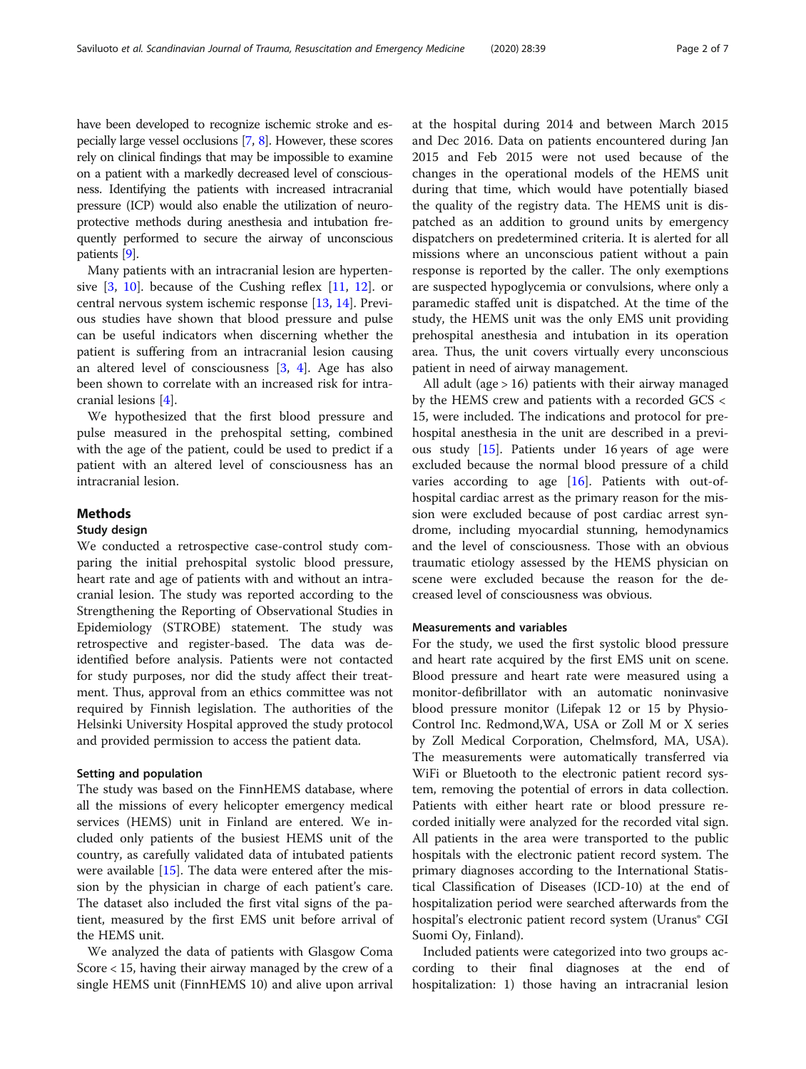have been developed to recognize ischemic stroke and especially large vessel occlusions [7, 8]. However, these scores rely on clinical findings that may be impossible to examine on a patient with a markedly decreased level of consciousness. Identifying the patients with increased intracranial pressure (ICP) would also enable the utilization of neuroprotective methods during anesthesia and intubation frequently performed to secure the airway of unconscious patients [9].

Many patients with an intracranial lesion are hypertensive [3, 10]. because of the Cushing reflex [11, 12]. or central nervous system ischemic response [13, 14]. Previous studies have shown that blood pressure and pulse can be useful indicators when discerning whether the patient is suffering from an intracranial lesion causing an altered level of consciousness [3, 4]. Age has also been shown to correlate with an increased risk for intracranial lesions [4].

We hypothesized that the first blood pressure and pulse measured in the prehospital setting, combined with the age of the patient, could be used to predict if a patient with an altered level of consciousness has an intracranial lesion.

## Methods

### Study design

We conducted a retrospective case-control study comparing the initial prehospital systolic blood pressure, heart rate and age of patients with and without an intracranial lesion. The study was reported according to the Strengthening the Reporting of Observational Studies in Epidemiology (STROBE) statement. The study was retrospective and register-based. The data was de-identified before analysis. Patients were not contacted for study purposes, nor did the study affect their treatment. Thus, approval from an ethics committee was not required by Finnish legislation. The authorities of the Helsinki University Hospital approved the study protocol and provided permission to access the patient data.

### Setting and population

The study was based on the FinnHEMS database, where all the missions of every helicopter emergency medical services (HEMS) unit in Finland are entered. We included only patients of the busiest HEMS unit of the country, as carefully validated data of intubated patients were available [15]. The data were entered after the mission by the physician in charge of each patient's care. The dataset also included the first vital signs of the patient, measured by the first EMS unit before arrival of the HEMS unit.

We analyzed the data of patients with Glasgow Coma Score < 15, having their airway managed by the crew of a single HEMS unit (FinnHEMS 10) and alive upon arrival at the hospital during 2014 and between March 2015 and Dec 2016. Data on patients encountered during Jan 2015 and Feb 2015 were not used because of the changes in the operational models of the HEMS unit during that time, which would have potentially biased the quality of the registry data. The HEMS unit is dispatched as an addition to ground units by emergency dispatchers on predetermined criteria. It is alerted for all missions where an unconscious patient without a pain response is reported by the caller. The only exemptions are suspected hypoglycemia or convulsions, where only a paramedic staffed unit is dispatched. At the time of the study, the HEMS unit was the only EMS unit providing prehospital anesthesia and intubation in its operation area. Thus, the unit covers virtually every unconscious patient in need of airway management.

All adult (age > 16) patients with their airway managed by the HEMS crew and patients with a recorded GCS < 15, were included. The indications and protocol for prehospital anesthesia in the unit are described in a previous study [15]. Patients under 16 years of age were excluded because the normal blood pressure of a child varies according to age [16]. Patients with out-of-hospital cardiac arrest as the primary reason for the mission were excluded because of post cardiac arrest syndrome, including myocardial stunning, hemodynamics and the level of consciousness. Those with an obvious traumatic etiology assessed by the HEMS physician on scene were excluded because the reason for the decreased level of consciousness was obvious.

### Measurements and variables

For the study, we used the first systolic blood pressure and heart rate acquired by the first EMS unit on scene. Blood pressure and heart rate were measured using a monitor-defibrillator with an automatic noninvasive blood pressure monitor (Lifepak 12 or 15 by Physio-Control Inc. Redmond,WA, USA or Zoll M or X series by Zoll Medical Corporation, Chelmsford, MA, USA). The measurements were automatically transferred via WiFi or Bluetooth to the electronic patient record system, removing the potential of errors in data collection. Patients with either heart rate or blood pressure recorded initially were analyzed for the recorded vital sign. All patients in the area were transported to the public hospitals with the electronic patient record system. The primary diagnoses according to the International Statistical Classification of Diseases (ICD-10) at the end of hospitalization period were searched afterwards from the hospital's electronic patient record system (Uranus® CGI Suomi Oy, Finland).

Included patients were categorized into two groups according to their final diagnoses at the end of hospitalization: 1) those having an intracranial lesion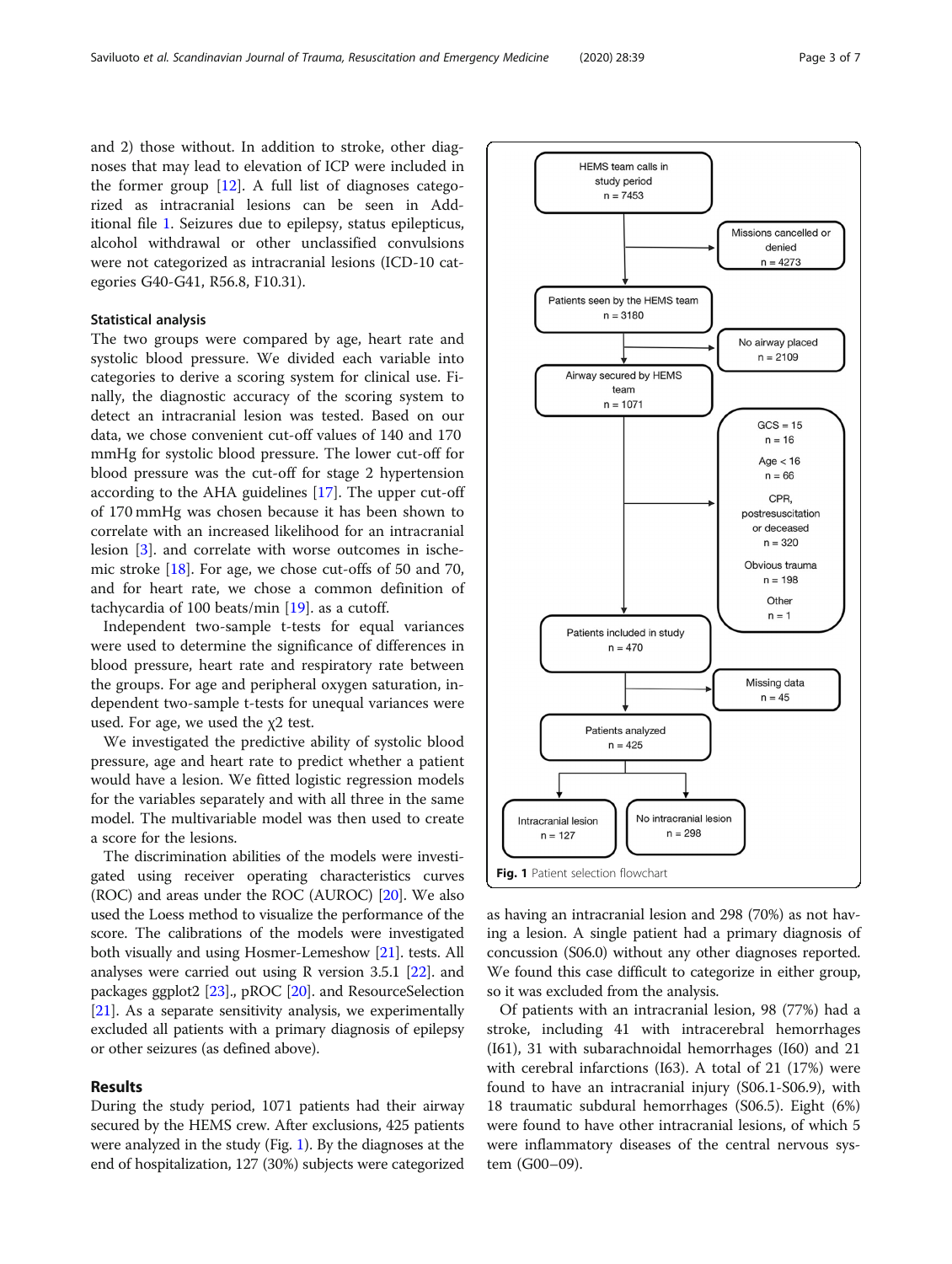and 2) those without. In addition to stroke, other diagnoses that may lead to elevation of ICP were included in the former group [12]. A full list of diagnoses categorized as intracranial lesions can be seen in Additional file 1. Seizures due to epilepsy, status epilepticus, alcohol withdrawal or other unclassified convulsions were not categorized as intracranial lesions (ICD-10 categories G40-G41, R56.8, F10.31).

### Statistical analysis

The two groups were compared by age, heart rate and systolic blood pressure. We divided each variable into categories to derive a scoring system for clinical use. Finally, the diagnostic accuracy of the scoring system to detect an intracranial lesion was tested. Based on our data, we chose convenient cut-off values of 140 and 170 mmHg for systolic blood pressure. The lower cut-off for blood pressure was the cut-off for stage 2 hypertension according to the AHA guidelines [17]. The upper cut-off of 170 mmHg was chosen because it has been shown to correlate with an increased likelihood for an intracranial lesion [3]. and correlate with worse outcomes in ischemic stroke [18]. For age, we chose cut-offs of 50 and 70, and for heart rate, we chose a common definition of tachycardia of 100 beats/min [19]. as a cutoff.

Independent two-sample t-tests for equal variances were used to determine the significance of differences in blood pressure, heart rate and respiratory rate between the groups. For age and peripheral oxygen saturation, independent two-sample t-tests for unequal variances were used. For age, we used the $\chi 2$ test.

We investigated the predictive ability of systolic blood pressure, age and heart rate to predict whether a patient would have a lesion. We fitted logistic regression models for the variables separately and with all three in the same model. The multivariable model was then used to create a score for the lesions.

The discrimination abilities of the models were investigated using receiver operating characteristics curves (ROC) and areas under the ROC (AUROC) [20]. We also used the Loess method to visualize the performance of the score. The calibrations of the models were investigated both visually and using Hosmer-Lemeshow [21]. tests. All analyses were carried out using R version 3.5.1 [22]. and packages ggplot2 [23]., pROC [20]. and ResourceSelection [21]. As a separate sensitivity analysis, we experimentally excluded all patients with a primary diagnosis of epilepsy or other seizures (as defined above).

## Results

During the study period, 1071 patients had their airway secured by the HEMS crew. After exclusions, 425 patients were analyzed in the study (Fig. 1). By the diagnoses at the end of hospitalization, 127 (30%) subjects were categorized as having an intracranial lesion and 298 (70%) as not having a lesion. A single patient had a primary diagnosis of concussion (S06.0) without any other diagnoses reported. We found this case difficult to categorize in either group, so it was excluded from the analysis.

HEMS team calls in study period n = 7453 → Missions cancelled or denied n = 4273
Patients seen by the HEMS team n = 3180 → No airway placed n = 2109
Airway secured by HEMS team n = 1071 → GCS = 15 n = 16; Age < 16 n = 66; CPR, postresuscitation or deceased n = 320; Obvious trauma n = 198; Other n = 1
Patients included in study n = 470 → Missing data n = 45
Patients analyzed n = 425
Intracranial lesion n = 127 | No intracranial lesion n = 298

Fig. 1 Patient selection flowchart

Of patients with an intracranial lesion, 98 (77%) had a stroke, including 41 with intracerebral hemorrhages (I61), 31 with subarachnoidal hemorrhages (I60) and 21 with cerebral infarctions (I63). A total of 21 (17%) were found to have an intracranial injury (S06.1-S06.9), with 18 traumatic subdural hemorrhages (S06.5). Eight (6%) were found to have other intracranial lesions, of which 5 were inflammatory diseases of the central nervous system (G00–09).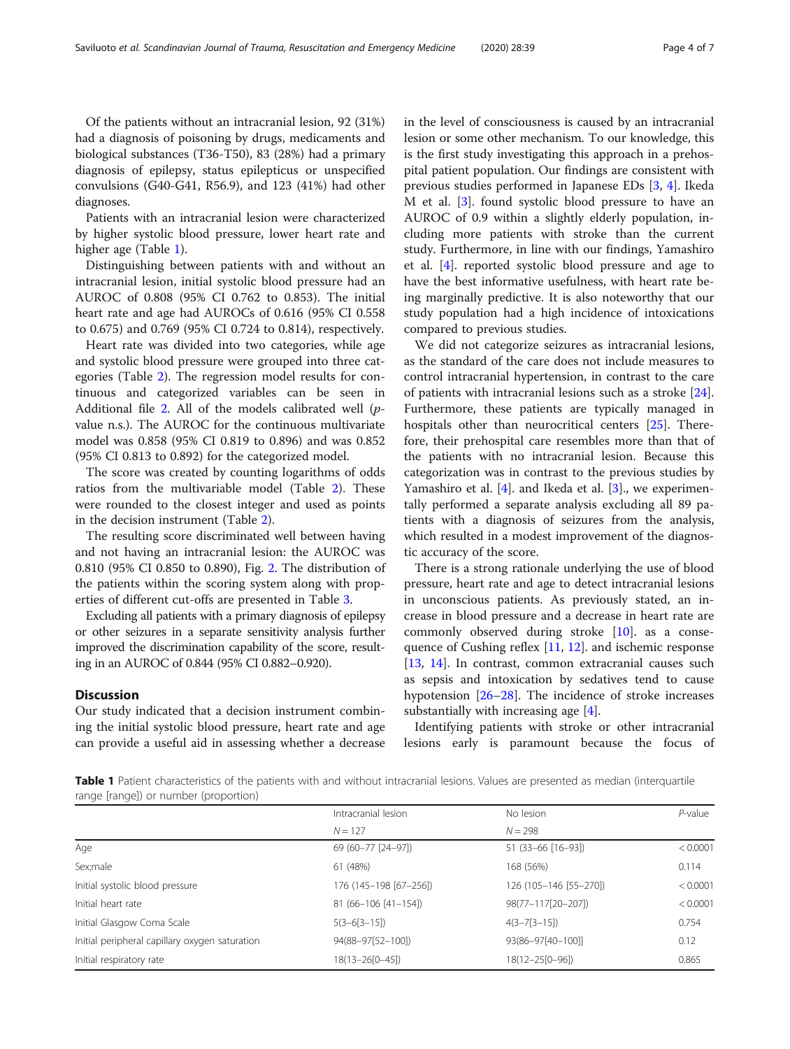Of the patients without an intracranial lesion, 92 (31%) had a diagnosis of poisoning by drugs, medicaments and biological substances (T36-T50), 83 (28%) had a primary diagnosis of epilepsy, status epilepticus or unspecified convulsions (G40-G41, R56.9), and 123 (41%) had other diagnoses.

Patients with an intracranial lesion were characterized by higher systolic blood pressure, lower heart rate and higher age (Table 1).

Distinguishing between patients with and without an intracranial lesion, initial systolic blood pressure had an AUROC of 0.808 (95% CI 0.762 to 0.853). The initial heart rate and age had AUROCs of 0.616 (95% CI 0.558 to 0.675) and 0.769 (95% CI 0.724 to 0.814), respectively.

Heart rate was divided into two categories, while age and systolic blood pressure were grouped into three categories (Table 2). The regression model results for continuous and categorized variables can be seen in Additional file 2. All of the models calibrated well (*p*-value n.s.). The AUROC for the continuous multivariate model was 0.858 (95% CI 0.819 to 0.896) and was 0.852 (95% CI 0.813 to 0.892) for the categorized model.

The score was created by counting logarithms of odds ratios from the multivariable model (Table 2). These were rounded to the closest integer and used as points in the decision instrument (Table 2).

The resulting score discriminated well between having and not having an intracranial lesion: the AUROC was 0.810 (95% CI 0.850 to 0.890), Fig. 2. The distribution of the patients within the scoring system along with properties of different cut-offs are presented in Table 3.

Excluding all patients with a primary diagnosis of epilepsy or other seizures in a separate sensitivity analysis further improved the discrimination capability of the score, resulting in an AUROC of 0.844 (95% CI 0.882–0.920).

## Discussion

Our study indicated that a decision instrument combining the initial systolic blood pressure, heart rate and age can provide a useful aid in assessing whether a decrease in the level of consciousness is caused by an intracranial lesion or some other mechanism. To our knowledge, this is the first study investigating this approach in a prehospital patient population. Our findings are consistent with previous studies performed in Japanese EDs [3, 4]. Ikeda M et al. [3]. found systolic blood pressure to have an AUROC of 0.9 within a slightly elderly population, including more patients with stroke than the current study. Furthermore, in line with our findings, Yamashiro et al. [4]. reported systolic blood pressure and age to have the best informative usefulness, with heart rate being marginally predictive. It is also noteworthy that our study population had a high incidence of intoxications compared to previous studies.

We did not categorize seizures as intracranial lesions, as the standard of the care does not include measures to control intracranial hypertension, in contrast to the care of patients with intracranial lesions such as a stroke [24]. Furthermore, these patients are typically managed in hospitals other than neurocritical centers [25]. Therefore, their prehospital care resembles more than that of the patients with no intracranial lesion. Because this categorization was in contrast to the previous studies by Yamashiro et al. [4]. and Ikeda et al. [3]., we experimentally performed a separate analysis excluding all 89 patients with a diagnosis of seizures from the analysis, which resulted in a modest improvement of the diagnostic accuracy of the score.

There is a strong rationale underlying the use of blood pressure, heart rate and age to detect intracranial lesions in unconscious patients. As previously stated, an increase in blood pressure and a decrease in heart rate are commonly observed during stroke [10]. as a consequence of Cushing reflex [11, 12]. and ischemic response [13, 14]. In contrast, common extracranial causes such as sepsis and intoxication by sedatives tend to cause hypotension [26–28]. The incidence of stroke increases substantially with increasing age [4].

Identifying patients with stroke or other intracranial lesions early is paramount because the focus of

**Table 1** Patient characteristics of the patients with and without intracranial lesions. Values are presented as median (interquartile range [range]) or number (proportion)

| | Intracranial lesion | No lesion | *P*-value |
|---|---|---|---|
| | *N* = 127 | *N* = 298 | |
| Age | 69 (60–77 [24–97]) | 51 (33–66 [16–93]) | < 0.0001 |
| Sex;male | 61 (48%) | 168 (56%) | 0.114 |
| Initial systolic blood pressure | 176 (145–198 [67–256]) | 126 (105–146 [55–270]) | < 0.0001 |
| Initial heart rate | 81 (66–106 [41–154]) | 98(77–117[20–207]) | < 0.0001 |
| Initial Glasgow Coma Scale | 5(3–6[3–15]) | 4(3–7[3–15]) | 0.754 |
| Initial peripheral capillary oxygen saturation | 94(88–97[52–100]) | 93(86–97[40–100]] | 0.12 |
| Initial respiratory rate | 18(13–26[0–45]) | 18(12–25[0–96]) | 0.865 |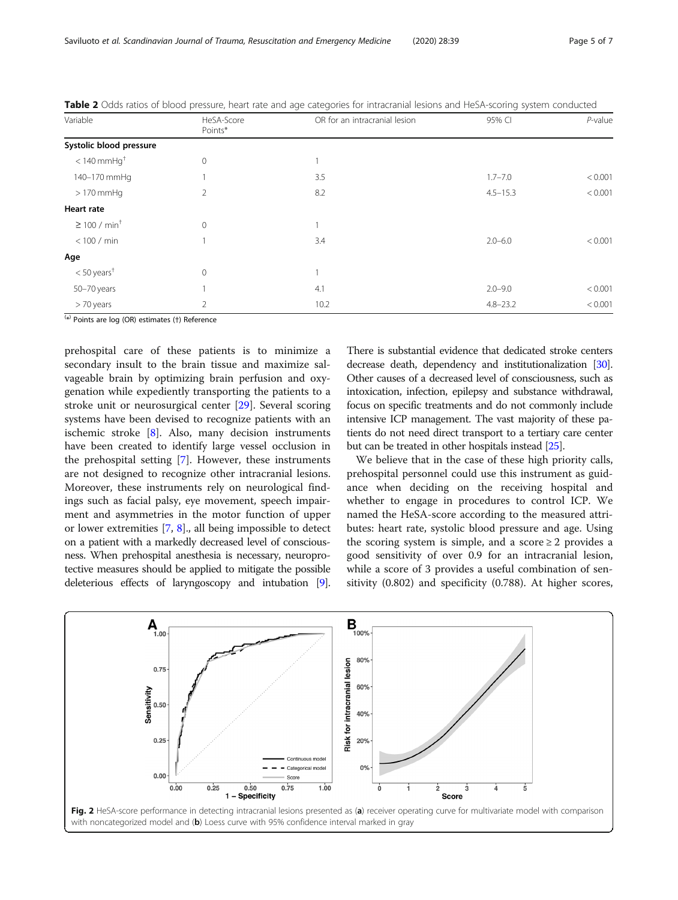**Table 2** Odds ratios of blood pressure, heart rate and age categories for intracranial lesions and HeSA-scoring system conducted

| Variable | HeSA-Score Points* | OR for an intracranial lesion | 95% CI | *P*-value |
|---|---|---|---|---|
| **Systolic blood pressure** | | | | |
| < 140 mmHg[†] | 0 | 1 | | |
| 140–170 mmHg | 1 | 3.5 | 1.7–7.0 | < 0.001 |
| > 170 mmHg | 2 | 8.2 | 4.5–15.3 | < 0.001 |
| **Heart rate** | | | | |
| ≥ 100 / min[†] | 0 | 1 | | |
| < 100 / min | 1 | 3.4 | 2.0–6.0 | < 0.001 |
| **Age** | | | | |
| < 50 years[†] | 0 | 1 | | |
| 50–70 years | 1 | 4.1 | 2.0–9.0 | < 0.001 |
| > 70 years | 2 | 10.2 | 4.8–23.2 | < 0.001 |

(*) Points are log (OR) estimates (†) Reference

prehospital care of these patients is to minimize a secondary insult to the brain tissue and maximize salvageable brain by optimizing brain perfusion and oxygenation while expediently transporting the patients to a stroke unit or neurosurgical center [29]. Several scoring systems have been devised to recognize patients with an ischemic stroke [8]. Also, many decision instruments have been created to identify large vessel occlusion in the prehospital setting [7]. However, these instruments are not designed to recognize other intracranial lesions. Moreover, these instruments rely on neurological findings such as facial palsy, eye movement, speech impairment and asymmetries in the motor function of upper or lower extremities [7, 8]., all being impossible to detect on a patient with a markedly decreased level of consciousness. When prehospital anesthesia is necessary, neuroprotective measures should be applied to mitigate the possible deleterious effects of laryngoscopy and intubation [9]. There is substantial evidence that dedicated stroke centers decrease death, dependency and institutionalization [30]. Other causes of a decreased level of consciousness, such as intoxication, infection, epilepsy and substance withdrawal, focus on specific treatments and do not commonly include intensive ICP management. The vast majority of these patients do not need direct transport to a tertiary care center but can be treated in other hospitals instead [25].

We believe that in the case of these high priority calls, prehospital personnel could use this instrument as guidance when deciding on the receiving hospital and whether to engage in procedures to control ICP. We named the HeSA-score according to the measured attributes: heart rate, systolic blood pressure and age. Using the scoring system is simple, and a score ≥ 2 provides a good sensitivity of over 0.9 for an intracranial lesion, while a score of 3 provides a useful combination of sensitivity (0.802) and specificity (0.788). At higher scores,

A
1.00
0.75
0.50
0.25
0.00
Sensitivity
0.00 0.25 0.50 0.75 1.00
1 – Specificity
Continuous model
Categorical model
Score

B
100%
80%
60%
40%
20%
0%
Risk for intracranial lesion
0 1 2 3 4 5
Score

**Fig. 2** HeSA-score performance in detecting intracranial lesions presented as (**a**) receiver operating curve for multivariate model with comparison with noncategorized model and (**b**) Loess curve with 95% confidence interval marked in gray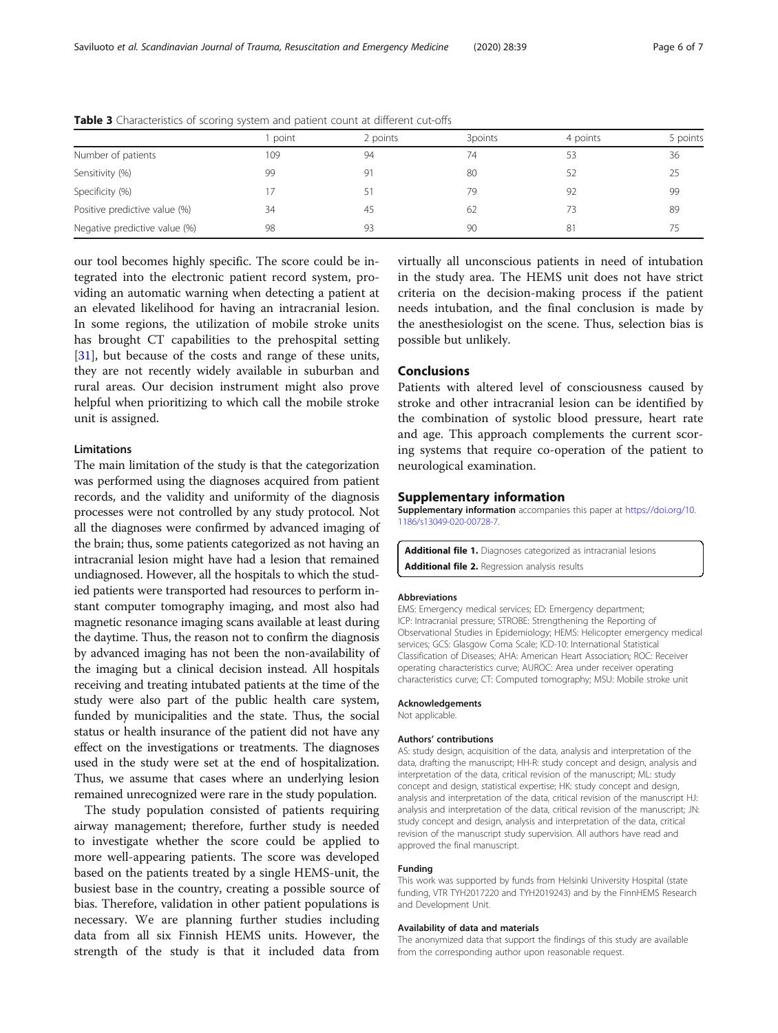**Table 3** Characteristics of scoring system and patient count at different cut-offs

| | 1 point | 2 points | 3points | 4 points | 5 points |
|---|---|---|---|---|---|
| Number of patients | 109 | 94 | 74 | 53 | 36 |
| Sensitivity (%) | 99 | 91 | 80 | 52 | 25 |
| Specificity (%) | 17 | 51 | 79 | 92 | 99 |
| Positive predictive value (%) | 34 | 45 | 62 | 73 | 89 |
| Negative predictive value (%) | 98 | 93 | 90 | 81 | 75 |

our tool becomes highly specific. The score could be integrated into the electronic patient record system, providing an automatic warning when detecting a patient at an elevated likelihood for having an intracranial lesion. In some regions, the utilization of mobile stroke units has brought CT capabilities to the prehospital setting [31], but because of the costs and range of these units, they are not recently widely available in suburban and rural areas. Our decision instrument might also prove helpful when prioritizing to which call the mobile stroke unit is assigned.

### Limitations

The main limitation of the study is that the categorization was performed using the diagnoses acquired from patient records, and the validity and uniformity of the diagnosis processes were not controlled by any study protocol. Not all the diagnoses were confirmed by advanced imaging of the brain; thus, some patients categorized as not having an intracranial lesion might have had a lesion that remained undiagnosed. However, all the hospitals to which the studied patients were transported had resources to perform instant computer tomography imaging, and most also had magnetic resonance imaging scans available at least during the daytime. Thus, the reason not to confirm the diagnosis by advanced imaging has not been the non-availability of the imaging but a clinical decision instead. All hospitals receiving and treating intubated patients at the time of the study were also part of the public health care system, funded by municipalities and the state. Thus, the social status or health insurance of the patient did not have any effect on the investigations or treatments. The diagnoses used in the study were set at the end of hospitalization. Thus, we assume that cases where an underlying lesion remained unrecognized were rare in the study population.

The study population consisted of patients requiring airway management; therefore, further study is needed to investigate whether the score could be applied to more well-appearing patients. The score was developed based on the patients treated by a single HEMS-unit, the busiest base in the country, creating a possible source of bias. Therefore, validation in other patient populations is necessary. We are planning further studies including data from all six Finnish HEMS units. However, the strength of the study is that it included data from virtually all unconscious patients in need of intubation in the study area. The HEMS unit does not have strict criteria on the decision-making process if the patient needs intubation, and the final conclusion is made by the anesthesiologist on the scene. Thus, selection bias is possible but unlikely.

## Conclusions

Patients with altered level of consciousness caused by stroke and other intracranial lesion can be identified by the combination of systolic blood pressure, heart rate and age. This approach complements the current scoring systems that require co-operation of the patient to neurological examination.

## Supplementary information

**Supplementary information** accompanies this paper at https://doi.org/10.1186/s13049-020-00728-7.

**Additional file 1.** Diagnoses categorized as intracranial lesions
**Additional file 2.** Regression analysis results

#### Abbreviations

EMS: Emergency medical services; ED: Emergency department; ICP: Intracranial pressure; STROBE: Strengthening the Reporting of Observational Studies in Epidemiology; HEMS: Helicopter emergency medical services; GCS: Glasgow Coma Scale; ICD-10: International Statistical Classification of Diseases; AHA: American Heart Association; ROC: Receiver operating characteristics curve; AUROC: Area under receiver operating characteristics curve; CT: Computed tomography; MSU: Mobile stroke unit

#### Acknowledgements

Not applicable.

#### Authors' contributions

AS: study design, acquisition of the data, analysis and interpretation of the data, drafting the manuscript; HH-R: study concept and design, analysis and interpretation of the data, critical revision of the manuscript; ML: study concept and design, statistical expertise; HK: study concept and design, analysis and interpretation of the data, critical revision of the manuscript HJ: analysis and interpretation of the data, critical revision of the manuscript; JN: study concept and design, analysis and interpretation of the data, critical revision of the manuscript study supervision. All authors have read and approved the final manuscript.

#### Funding

This work was supported by funds from Helsinki University Hospital (state funding, VTR TYH2017220 and TYH2019243) and by the FinnHEMS Research and Development Unit.

#### Availability of data and materials

The anonymized data that support the findings of this study are available from the corresponding author upon reasonable request.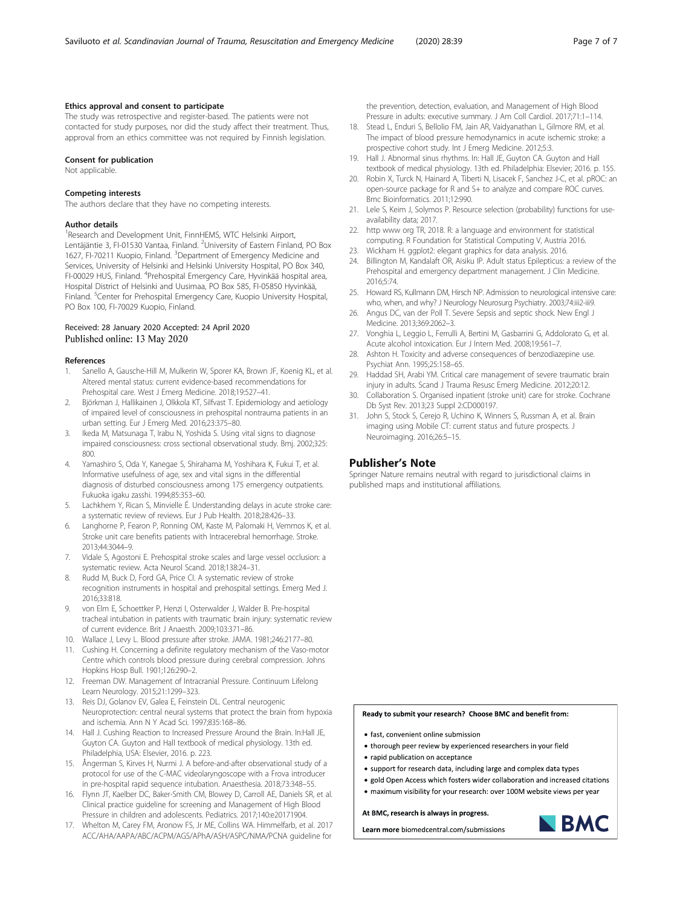#### Ethics approval and consent to participate

The study was retrospective and register-based. The patients were not contacted for study purposes, nor did the study affect their treatment. Thus, approval from an ethics committee was not required by Finnish legislation.

#### Consent for publication

Not applicable.

#### Competing interests

The authors declare that they have no competing interests.

#### Author details

[1]Research and Development Unit, FinnHEMS, WTC Helsinki Airport, Lentäjäntie 3, FI-01530 Vantaa, Finland. [2]University of Eastern Finland, PO Box 1627, FI-70211 Kuopio, Finland. [3]Department of Emergency Medicine and Services, University of Helsinki and Helsinki University Hospital, PO Box 340, FI-00029 HUS, Finland. [4]Prehospital Emergency Care, Hyvinkää hospital area, Hospital District of Helsinki and Uusimaa, PO Box 585, FI-05850 Hyvinkää, Finland. [5]Center for Prehospital Emergency Care, Kuopio University Hospital, PO Box 100, FI-70029 Kuopio, Finland.

Received: 28 January 2020 Accepted: 24 April 2020
Published online: 13 May 2020

#### References

1. Sanello A, Gausche-Hill M, Mulkerin W, Sporer KA, Brown JF, Koenig KL, et al. Altered mental status: current evidence-based recommendations for Prehospital care. West J Emerg Medicine. 2018;19:527–41.
2. Björkman J, Hallikainen J, Olkkola KT, Silfvast T. Epidemiology and aetiology of impaired level of consciousness in prehospital nontrauma patients in an urban setting. Eur J Emerg Med. 2016;23:375–80.
3. Ikeda M, Matsunaga T, Irabu N, Yoshida S. Using vital signs to diagnose impaired consciousness: cross sectional observational study. Bmj. 2002;325:800.
4. Yamashiro S, Oda Y, Kanegae S, Shirahama M, Yoshihara K, Fukui T, et al. Informative usefulness of age, sex and vital signs in the differential diagnosis of disturbed consciousness among 175 emergency outpatients. Fukuoka igaku zasshi. 1994;85:353–60.
5. Lachkhem Y, Rican S, Minvielle É. Understanding delays in acute stroke care: a systematic review of reviews. Eur J Pub Health. 2018;28:426–33.
6. Langhorne P, Fearon P, Ronning OM, Kaste M, Palomaki H, Vemmos K, et al. Stroke unit care benefits patients with Intracerebral hemorrhage. Stroke. 2013;44:3044–9.
7. Vidale S, Agostoni E. Prehospital stroke scales and large vessel occlusion: a systematic review. Acta Neurol Scand. 2018;138:24–31.
8. Rudd M, Buck D, Ford GA, Price CI. A systematic review of stroke recognition instruments in hospital and prehospital settings. Emerg Med J. 2016;33:818.
9. von Elm E, Schoettker P, Henzi I, Osterwalder J, Walder B. Pre-hospital tracheal intubation in patients with traumatic brain injury: systematic review of current evidence. Brit J Anaesth. 2009;103:371–86.
10. Wallace J, Levy L. Blood pressure after stroke. JAMA. 1981;246:2177–80.
11. Cushing H. Concerning a definite regulatory mechanism of the Vaso-motor Centre which controls blood pressure during cerebral compression. Johns Hopkins Hosp Bull. 1901;126:290–2.
12. Freeman DW. Management of Intracranial Pressure. Continuum Lifelong Learn Neurology. 2015;21:1299–323.
13. Reis DJ, Golanov EV, Galea E, Feinstein DL. Central neurogenic Neuroprotection: central neural systems that protect the brain from hypoxia and ischemia. Ann N Y Acad Sci. 1997;835:168–86.
14. Hall J. Cushing Reaction to Increased Pressure Around the Brain. In:Hall JE, Guyton CA. Guyton and Hall textbook of medical physiology. 13th ed. Philadelphia, USA: Elsevier, 2016. p. 223.
15. Ångerman S, Kirves H, Nurmi J. A before-and-after observational study of a protocol for use of the C-MAC videolaryngoscope with a Frova introducer in pre-hospital rapid sequence intubation. Anaesthesia. 2018;73:348–55.
16. Flynn JT, Kaelber DC, Baker-Smith CM, Blowey D, Carroll AE, Daniels SR, et al. Clinical practice guideline for screening and Management of High Blood Pressure in children and adolescents. Pediatrics. 2017;140:e20171904.
17. Whelton M, Carey FM, Aronow FS, Jr ME, Collins WA. Himmelfarb, et al. 2017 ACC/AHA/AAPA/ABC/ACPM/AGS/APhA/ASH/ASPC/NMA/PCNA guideline for the prevention, detection, evaluation, and Management of High Blood Pressure in adults: executive summary. J Am Coll Cardiol. 2017;71:1–114.
18. Stead L, Enduri S, Bellolio FM, Jain AR, Vaidyanathan L, Gilmore RM, et al. The impact of blood pressure hemodynamics in acute ischemic stroke: a prospective cohort study. Int J Emerg Medicine. 2012;5:3.
19. Hall J. Abnormal sinus rhythms. In: Hall JE, Guyton CA. Guyton and Hall textbook of medical physiology. 13th ed. Philadelphia: Elsevier; 2016. p. 155.
20. Robin X, Turck N, Hainard A, Tiberti N, Lisacek F, Sanchez J-C, et al. pROC: an open-source package for R and S+ to analyze and compare ROC curves. Bmc Bioinformatics. 2011;12:990.
21. Lele S, Keim J, Solymos P. Resource selection (probability) functions for use-availability data; 2017.
22. http www org TR, 2018. R: a language and environment for statistical computing. R Foundation for Statistical Computing V, Austria 2016.
23. Wickham H. ggplot2: elegant graphics for data analysis. 2016.
24. Billington M, Kandalaft OR, Aisiku IP. Adult status Epilepticus: a review of the Prehospital and emergency department management. J Clin Medicine. 2016;5:74.
25. Howard RS, Kullmann DM, Hirsch NP. Admission to neurological intensive care: who, when, and why? J Neurology Neurosurg Psychiatry. 2003;74:iii2-iii9.
26. Angus DC, van der Poll T. Severe Sepsis and septic shock. New Engl J Medicine. 2013;369:2062–3.
27. Vonghia L, Leggio L, Ferrulli A, Bertini M, Gasbarrini G, Addolorato G, et al. Acute alcohol intoxication. Eur J Intern Med. 2008;19:561–7.
28. Ashton H. Toxicity and adverse consequences of benzodiazepine use. Psychiat Ann. 1995;25:158–65.
29. Haddad SH, Arabi YM. Critical care management of severe traumatic brain injury in adults. Scand J Trauma Resusc Emerg Medicine. 2012;20:12.
30. Collaboration S. Organised inpatient (stroke unit) care for stroke. Cochrane Db Syst Rev. 2013;23 Suppl 2:CD000197.
31. John S, Stock S, Cerejo R, Uchino K, Winners S, Russman A, et al. Brain imaging using Mobile CT: current status and future prospects. J Neuroimaging. 2016;26:5–15.

## Publisher's Note

Springer Nature remains neutral with regard to jurisdictional claims in published maps and institutional affiliations.

**Ready to submit your research? Choose BMC and benefit from:**

- fast, convenient online submission
- thorough peer review by experienced researchers in your field
- rapid publication on acceptance
- support for research data, including large and complex data types
- gold Open Access which fosters wider collaboration and increased citations
- maximum visibility for your research: over 100M website views per year

**At BMC, research is always in progress.**

**Learn more** biomedcentral.com/submissions

BMC